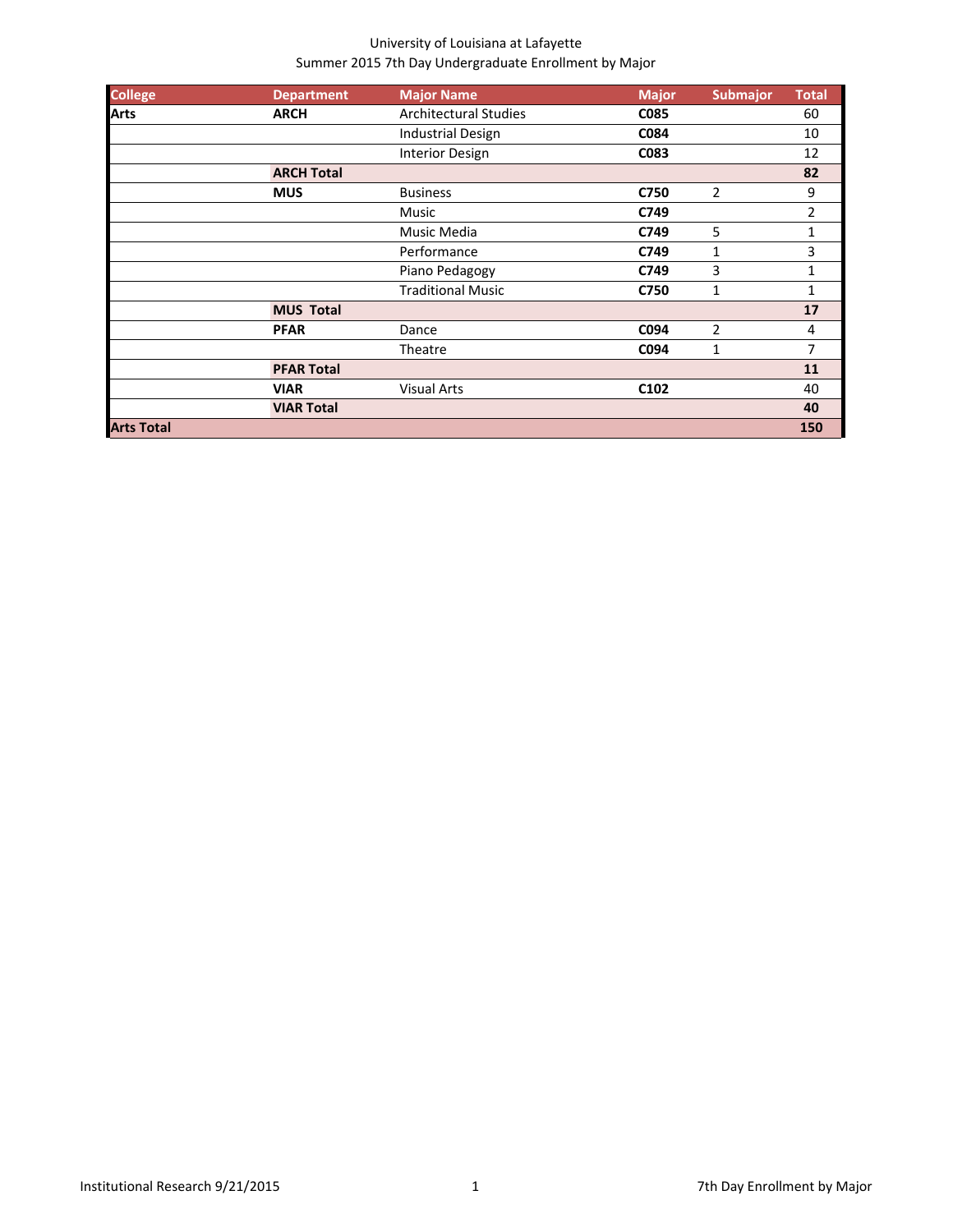University of Louisiana at Lafayette

Summer 2015 7th Day Undergraduate Enrollment by Major

| College | Department | Major Name | Major | Submajor | Total |
|---|---|---|---|---|---|
| **Arts** | **ARCH** | Architectural Studies | **C085** | | 60 |
| | | Industrial Design | **C084** | | 10 |
| | | Interior Design | **C083** | | 12 |
| | **ARCH Total** | | | | **82** |
| | **MUS** | Business | **C750** | 2 | 9 |
| | | Music | **C749** | | 2 |
| | | Music Media | **C749** | 5 | 1 |
| | | Performance | **C749** | 1 | 3 |
| | | Piano Pedagogy | **C749** | 3 | 1 |
| | | Traditional Music | **C750** | 1 | 1 |
| | **MUS Total** | | | | **17** |
| | **PFAR** | Dance | **C094** | 2 | 4 |
| | | Theatre | **C094** | 1 | 7 |
| | **PFAR Total** | | | | **11** |
| | **VIAR** | Visual Arts | **C102** | | 40 |
| | **VIAR Total** | | | | **40** |
| **Arts Total** | | | | | **150** |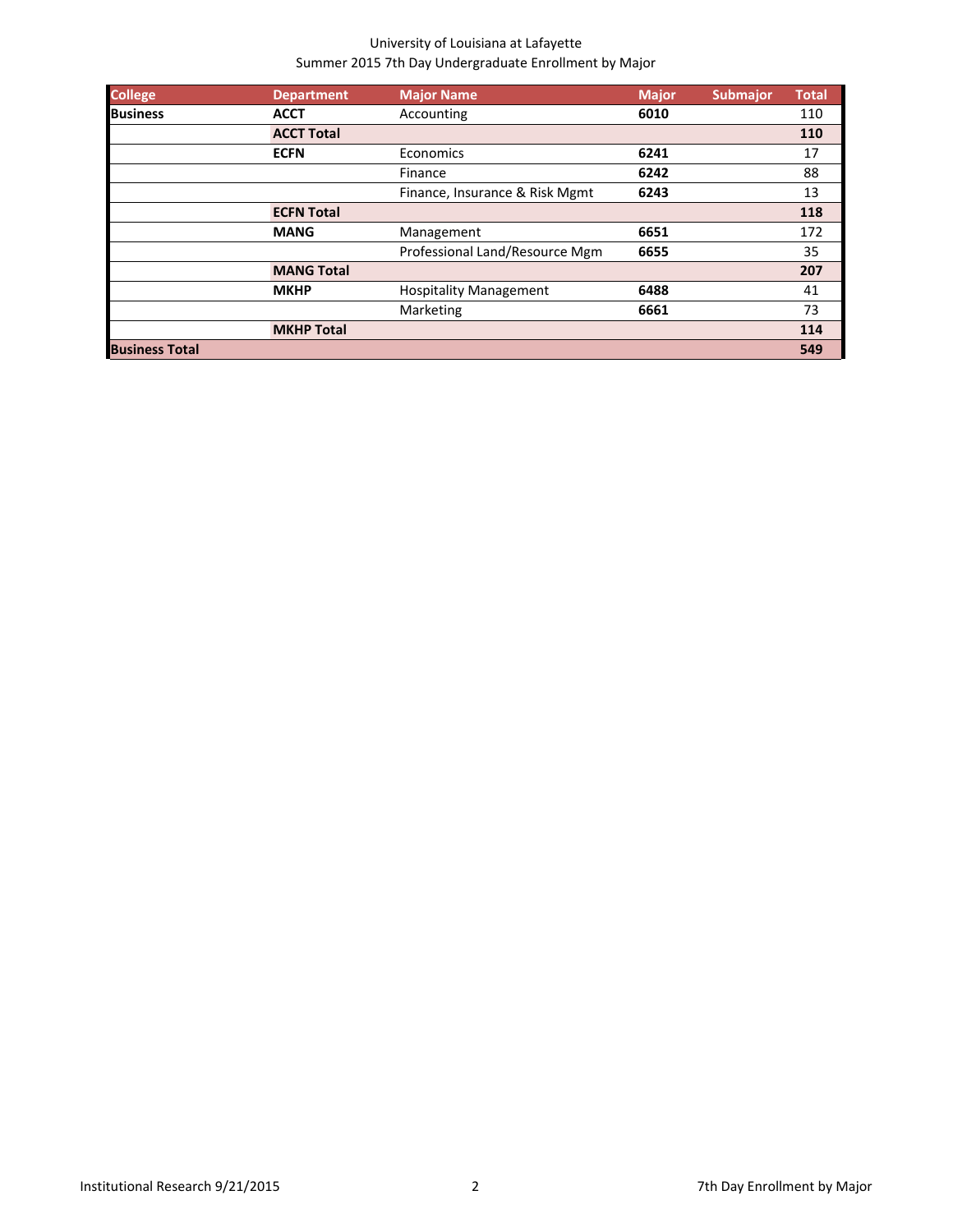University of Louisiana at Lafayette
Summer 2015 7th Day Undergraduate Enrollment by Major

| College | Department | Major Name | Major | Submajor | Total |
|---|---|---|---|---|---|
| **Business** | **ACCT** | Accounting | **6010** | | 110 |
| | **ACCT Total** | | | | **110** |
| | **ECFN** | Economics | **6241** | | 17 |
| | | Finance | **6242** | | 88 |
| | | Finance, Insurance & Risk Mgmt | **6243** | | 13 |
| | **ECFN Total** | | | | **118** |
| | **MANG** | Management | **6651** | | 172 |
| | | Professional Land/Resource Mgm | **6655** | | 35 |
| | **MANG Total** | | | | **207** |
| | **MKHP** | Hospitality Management | **6488** | | 41 |
| | | Marketing | **6661** | | 73 |
| | **MKHP Total** | | | | **114** |
| **Business Total** | | | | | **549** |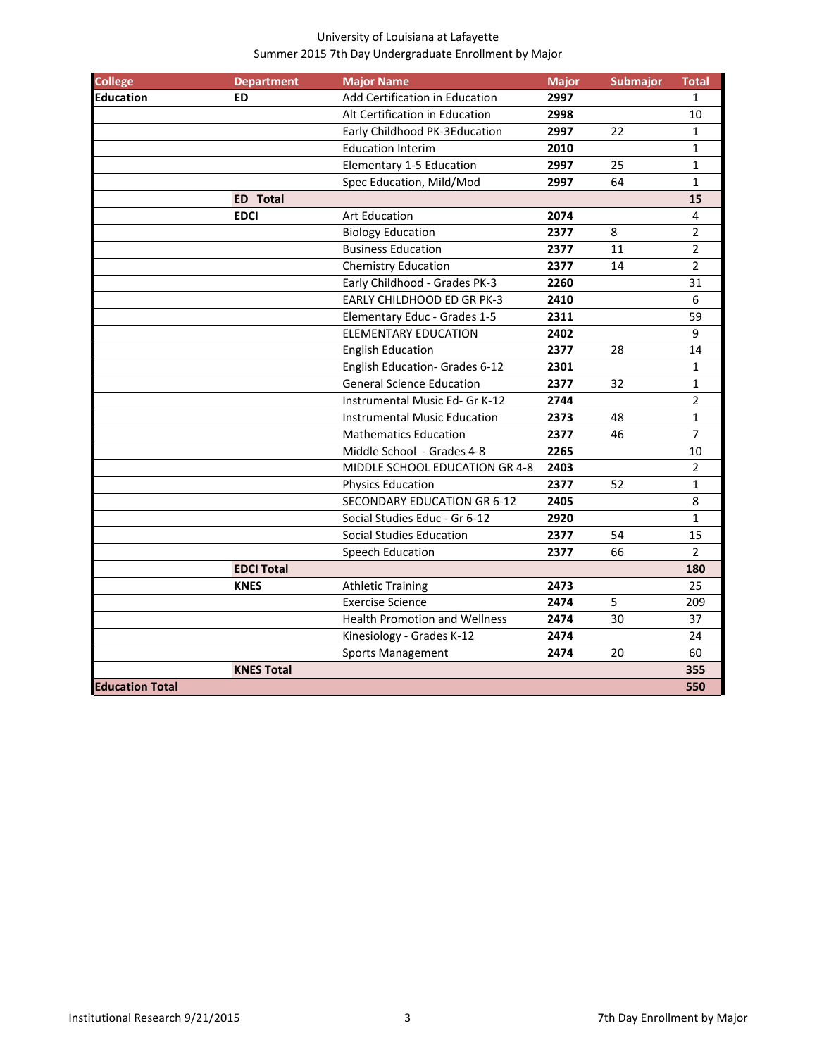University of Louisiana at Lafayette
Summer 2015 7th Day Undergraduate Enrollment by Major

| College | Department | Major Name | Major | Submajor | Total |
|---|---|---|---|---|---|
| **Education** | **ED** | Add Certification in Education | **2997** | | 1 |
| | | Alt Certification in Education | **2998** | | 10 |
| | | Early Childhood PK-3Education | **2997** | 22 | 1 |
| | | Education Interim | **2010** | | 1 |
| | | Elementary 1-5 Education | **2997** | 25 | 1 |
| | | Spec Education, Mild/Mod | **2997** | 64 | 1 |
| | **ED Total** | | | | **15** |
| | **EDCI** | Art Education | **2074** | | 4 |
| | | Biology Education | **2377** | 8 | 2 |
| | | Business Education | **2377** | 11 | 2 |
| | | Chemistry Education | **2377** | 14 | 2 |
| | | Early Childhood - Grades PK-3 | **2260** | | 31 |
| | | EARLY CHILDHOOD ED GR PK-3 | **2410** | | 6 |
| | | Elementary Educ - Grades 1-5 | **2311** | | 59 |
| | | ELEMENTARY EDUCATION | **2402** | | 9 |
| | | English Education | **2377** | 28 | 14 |
| | | English Education- Grades 6-12 | **2301** | | 1 |
| | | General Science Education | **2377** | 32 | 1 |
| | | Instrumental Music Ed- Gr K-12 | **2744** | | 2 |
| | | Instrumental Music Education | **2373** | 48 | 1 |
| | | Mathematics Education | **2377** | 46 | 7 |
| | | Middle School - Grades 4-8 | **2265** | | 10 |
| | | MIDDLE SCHOOL EDUCATION GR 4-8 | **2403** | | 2 |
| | | Physics Education | **2377** | 52 | 1 |
| | | SECONDARY EDUCATION GR 6-12 | **2405** | | 8 |
| | | Social Studies Educ - Gr 6-12 | **2920** | | 1 |
| | | Social Studies Education | **2377** | 54 | 15 |
| | | Speech Education | **2377** | 66 | 2 |
| | **EDCI Total** | | | | **180** |
| | **KNES** | Athletic Training | **2473** | | 25 |
| | | Exercise Science | **2474** | 5 | 209 |
| | | Health Promotion and Wellness | **2474** | 30 | 37 |
| | | Kinesiology - Grades K-12 | **2474** | | 24 |
| | | Sports Management | **2474** | 20 | 60 |
| | **KNES Total** | | | | **355** |
| **Education Total** | | | | | **550** |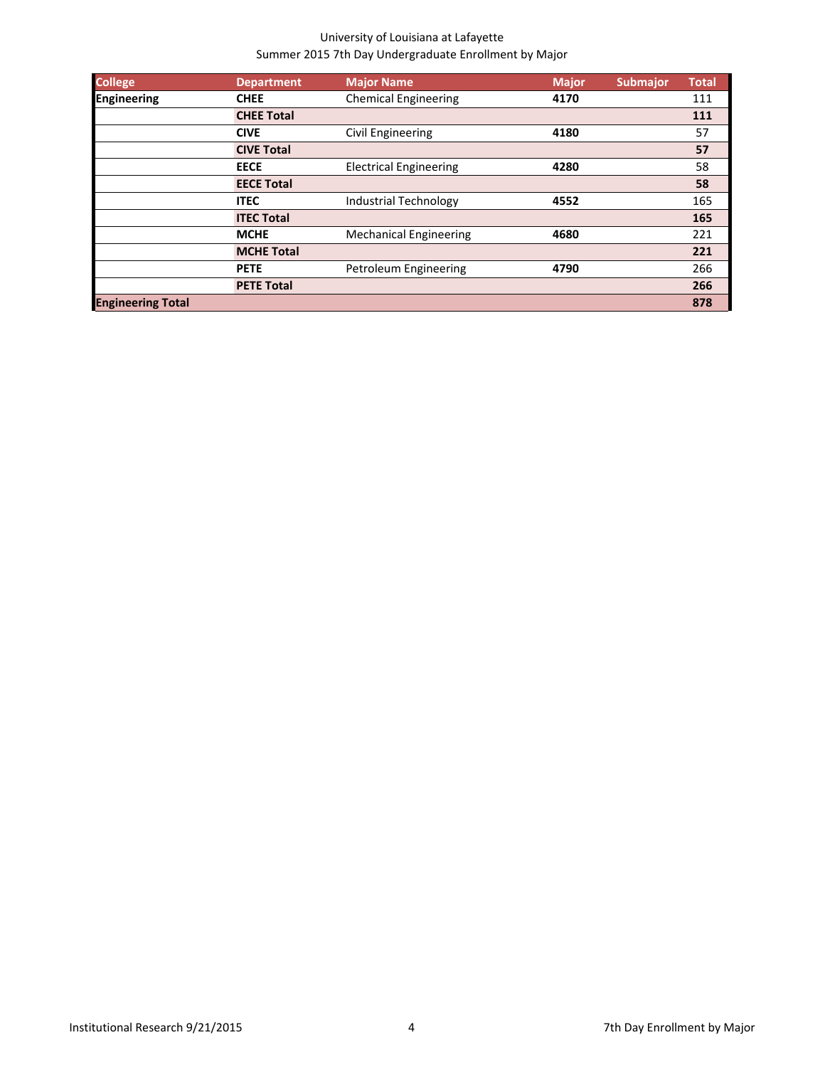University of Louisiana at Lafayette
Summer 2015 7th Day Undergraduate Enrollment by Major

| College | Department | Major Name | Major | Submajor | Total |
|---|---|---|---|---|---|
| **Engineering** | **CHEE** | Chemical Engineering | **4170** | | 111 |
| | **CHEE Total** | | | | **111** |
| | **CIVE** | Civil Engineering | **4180** | | 57 |
| | **CIVE Total** | | | | **57** |
| | **EECE** | Electrical Engineering | **4280** | | 58 |
| | **EECE Total** | | | | **58** |
| | **ITEC** | Industrial Technology | **4552** | | 165 |
| | **ITEC Total** | | | | **165** |
| | **MCHE** | Mechanical Engineering | **4680** | | 221 |
| | **MCHE Total** | | | | **221** |
| | **PETE** | Petroleum Engineering | **4790** | | 266 |
| | **PETE Total** | | | | **266** |
| **Engineering Total** | | | | | **878** |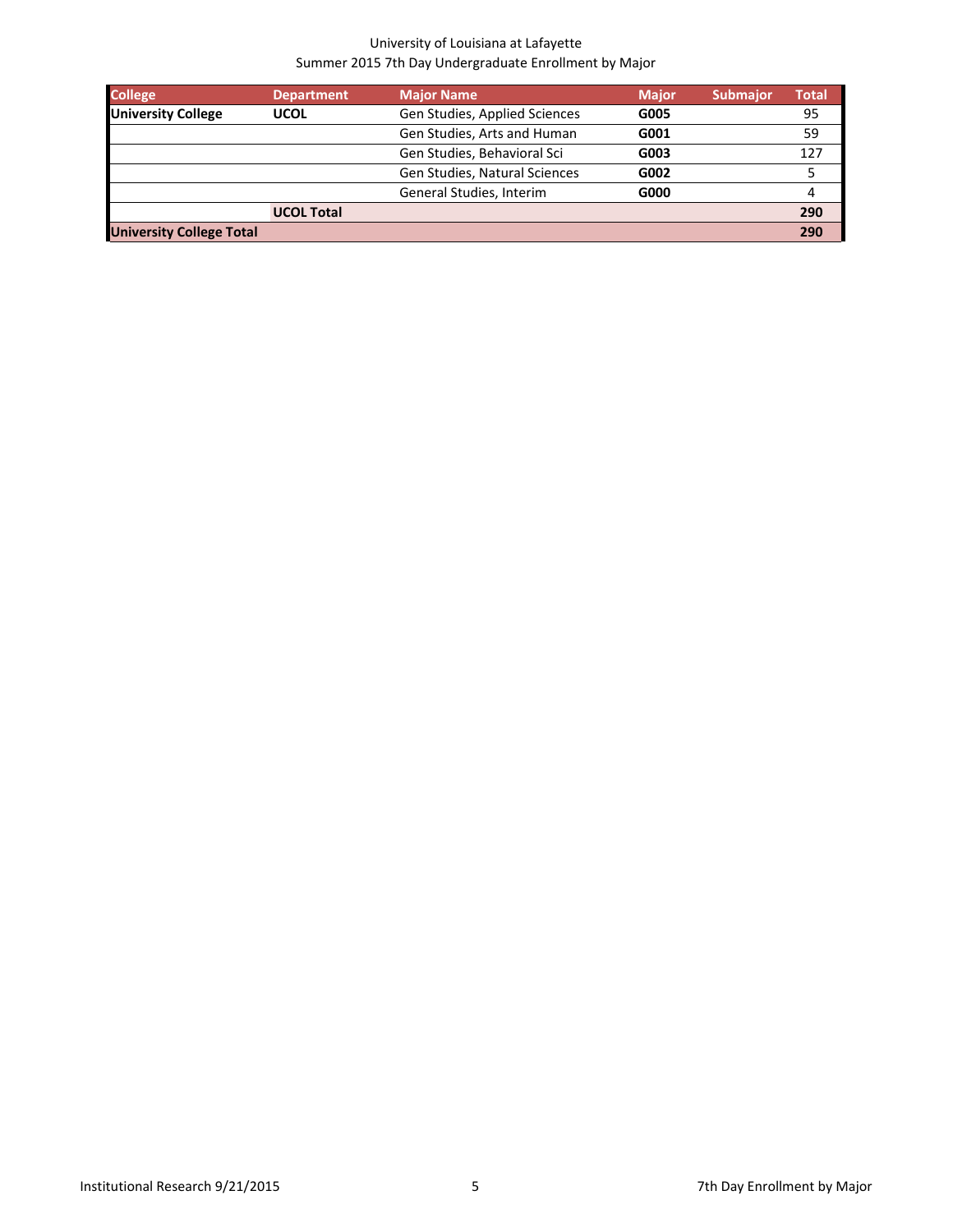University of Louisiana at Lafayette
Summer 2015 7th Day Undergraduate Enrollment by Major

| College | Department | Major Name | Major | Submajor | Total |
|---|---|---|---|---|---|
| **University College** | **UCOL** | Gen Studies, Applied Sciences | **G005** | | 95 |
| | | Gen Studies, Arts and Human | **G001** | | 59 |
| | | Gen Studies, Behavioral Sci | **G003** | | 127 |
| | | Gen Studies, Natural Sciences | **G002** | | 5 |
| | | General Studies, Interim | **G000** | | 4 |
| | **UCOL Total** | | | | **290** |
| **University College Total** | | | | | **290** |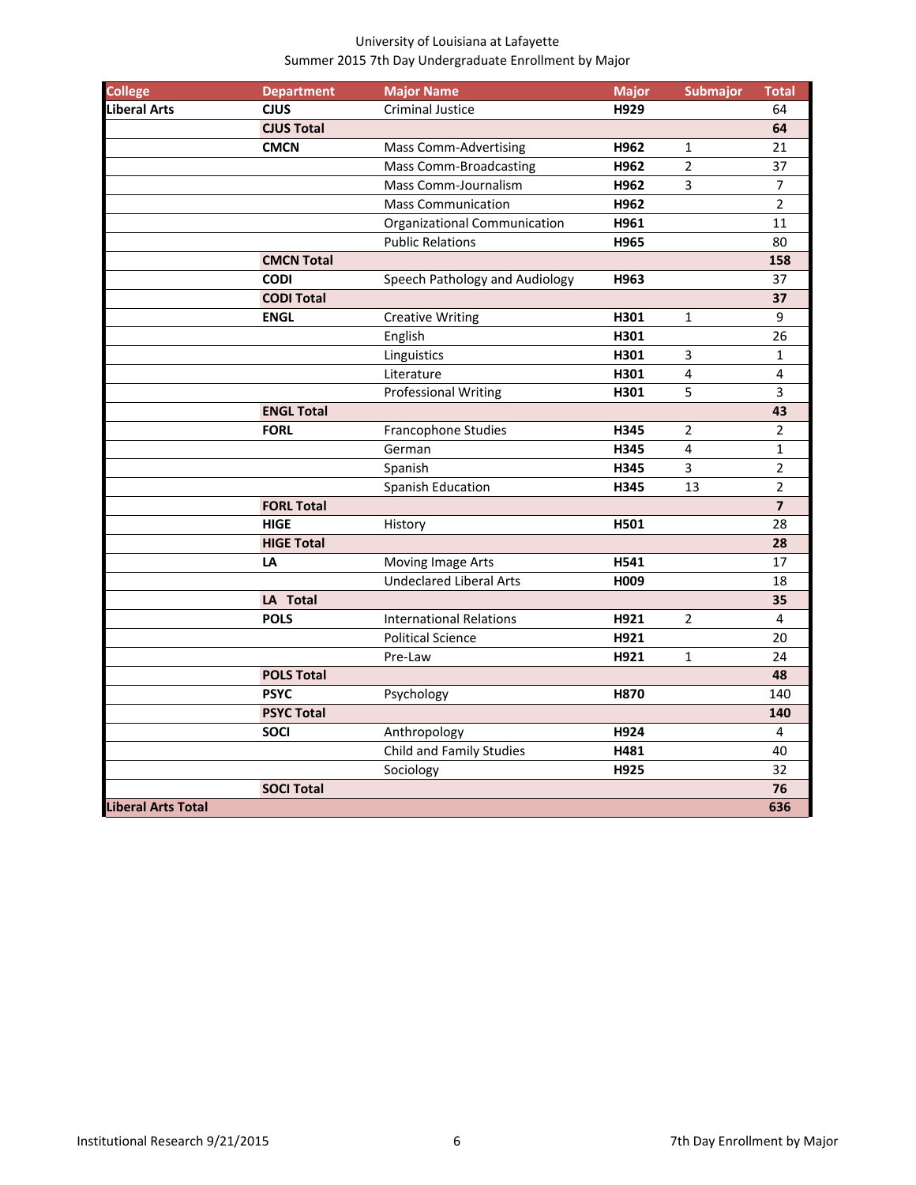University of Louisiana at Lafayette
Summer 2015 7th Day Undergraduate Enrollment by Major

| College | Department | Major Name | Major | Submajor | Total |
|---|---|---|---|---|---|
| **Liberal Arts** | **CJUS** | Criminal Justice | **H929** | | 64 |
| | **CJUS Total** | | | | **64** |
| | **CMCN** | Mass Comm-Advertising | **H962** | 1 | 21 |
| | | Mass Comm-Broadcasting | **H962** | 2 | 37 |
| | | Mass Comm-Journalism | **H962** | 3 | 7 |
| | | Mass Communication | **H962** | | 2 |
| | | Organizational Communication | **H961** | | 11 |
| | | Public Relations | **H965** | | 80 |
| | **CMCN Total** | | | | **158** |
| | **CODI** | Speech Pathology and Audiology | **H963** | | 37 |
| | **CODI Total** | | | | **37** |
| | **ENGL** | Creative Writing | **H301** | 1 | 9 |
| | | English | **H301** | | 26 |
| | | Linguistics | **H301** | 3 | 1 |
| | | Literature | **H301** | 4 | 4 |
| | | Professional Writing | **H301** | 5 | 3 |
| | **ENGL Total** | | | | **43** |
| | **FORL** | Francophone Studies | **H345** | 2 | 2 |
| | | German | **H345** | 4 | 1 |
| | | Spanish | **H345** | 3 | 2 |
| | | Spanish Education | **H345** | 13 | 2 |
| | **FORL Total** | | | | **7** |
| | **HIGE** | History | **H501** | | 28 |
| | **HIGE Total** | | | | **28** |
| | **LA** | Moving Image Arts | **H541** | | 17 |
| | | Undeclared Liberal Arts | **H009** | | 18 |
| | **LA Total** | | | | **35** |
| | **POLS** | International Relations | **H921** | 2 | 4 |
| | | Political Science | **H921** | | 20 |
| | | Pre-Law | **H921** | 1 | 24 |
| | **POLS Total** | | | | **48** |
| | **PSYC** | Psychology | **H870** | | 140 |
| | **PSYC Total** | | | | **140** |
| | **SOCI** | Anthropology | **H924** | | 4 |
| | | Child and Family Studies | **H481** | | 40 |
| | | Sociology | **H925** | | 32 |
| | **SOCI Total** | | | | **76** |
| **Liberal Arts Total** | | | | | **636** |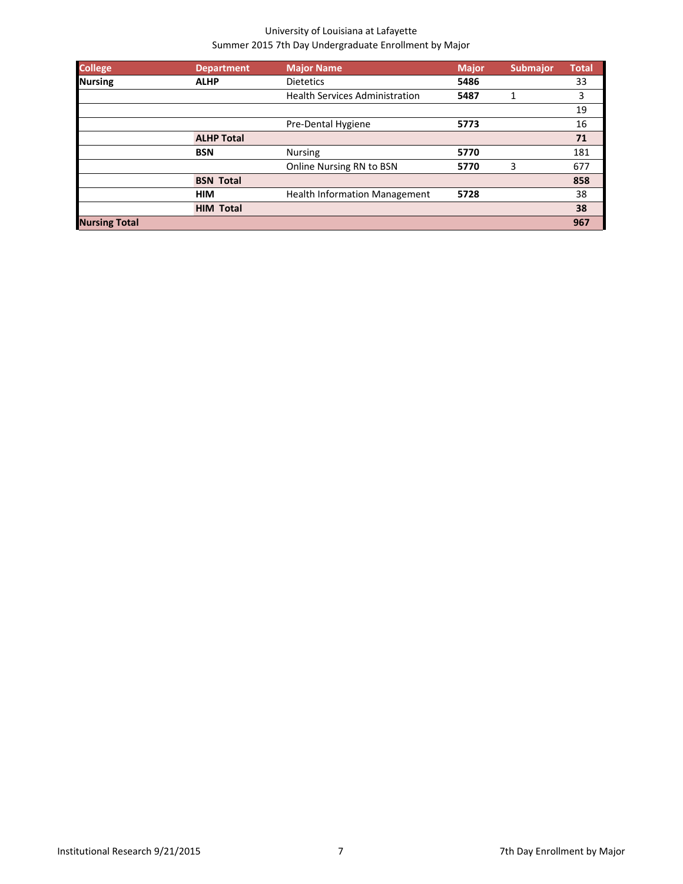University of Louisiana at Lafayette
Summer 2015 7th Day Undergraduate Enrollment by Major

| College | Department | Major Name | Major | Submajor | Total |
|---|---|---|---|---|---|
| **Nursing** | **ALHP** | Dietetics | **5486** | | 33 |
| | | Health Services Administration | **5487** | 1 | 3 |
| | | | | | 19 |
| | | Pre-Dental Hygiene | **5773** | | 16 |
| | **ALHP Total** | | | | **71** |
| | **BSN** | Nursing | **5770** | | 181 |
| | | Online Nursing RN to BSN | **5770** | 3 | 677 |
| | **BSN Total** | | | | **858** |
| | **HIM** | Health Information Management | **5728** | | 38 |
| | **HIM Total** | | | | **38** |
| **Nursing Total** | | | | | **967** |

Institutional Research 9/21/2015 | 7th Day Enrollment by Major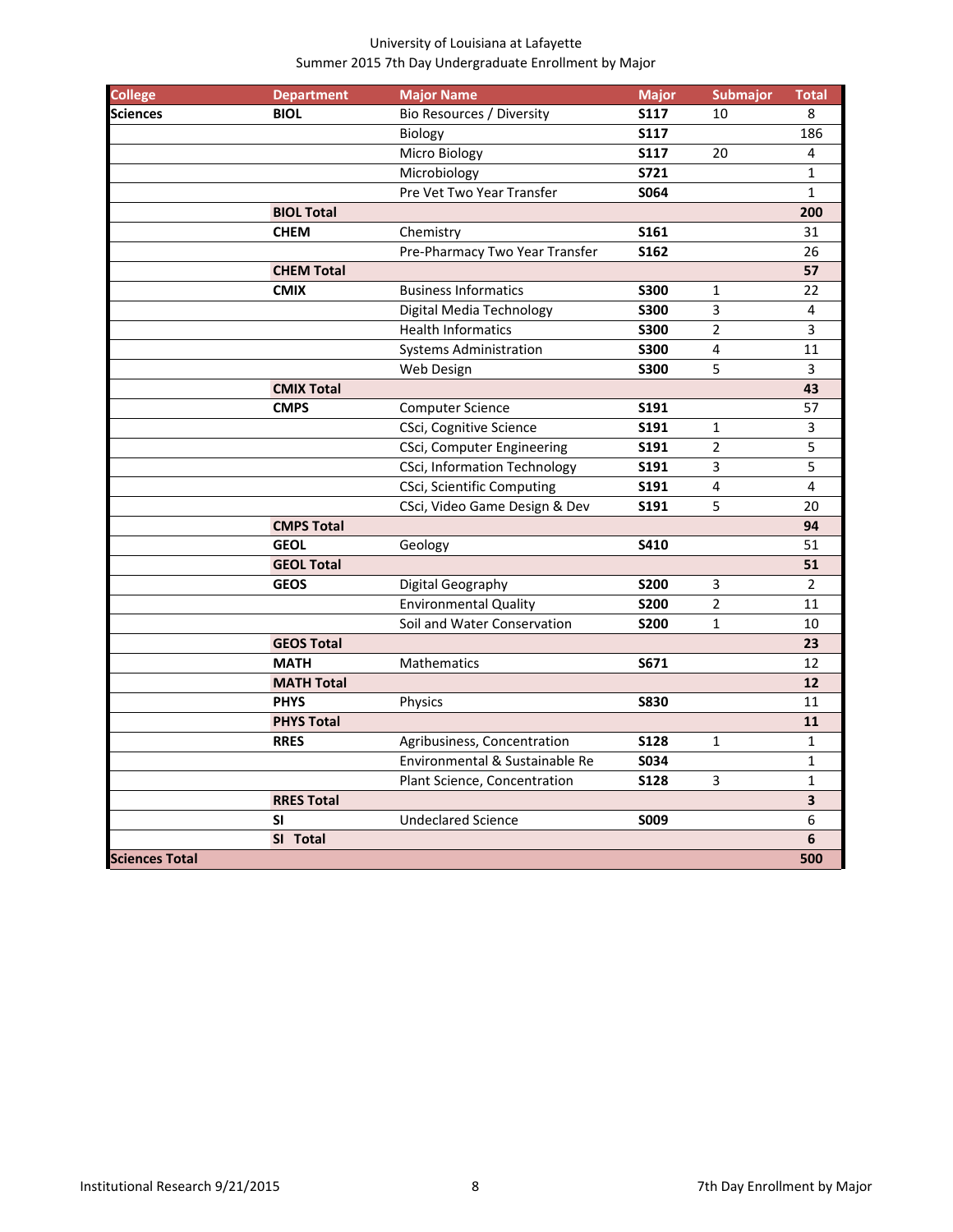University of Louisiana at Lafayette
Summer 2015 7th Day Undergraduate Enrollment by Major

| College | Department | Major Name | Major | Submajor | Total |
|---|---|---|---|---|---|
| **Sciences** | **BIOL** | Bio Resources / Diversity | **S117** | 10 | 8 |
| | | Biology | **S117** | | 186 |
| | | Micro Biology | **S117** | 20 | 4 |
| | | Microbiology | **S721** | | 1 |
| | | Pre Vet Two Year Transfer | **S064** | | 1 |
| | **BIOL Total** | | | | **200** |
| | **CHEM** | Chemistry | **S161** | | 31 |
| | | Pre-Pharmacy Two Year Transfer | **S162** | | 26 |
| | **CHEM Total** | | | | **57** |
| | **CMIX** | Business Informatics | **S300** | 1 | 22 |
| | | Digital Media Technology | **S300** | 3 | 4 |
| | | Health Informatics | **S300** | 2 | 3 |
| | | Systems Administration | **S300** | 4 | 11 |
| | | Web Design | **S300** | 5 | 3 |
| | **CMIX Total** | | | | **43** |
| | **CMPS** | Computer Science | **S191** | | 57 |
| | | CSci, Cognitive Science | **S191** | 1 | 3 |
| | | CSci, Computer Engineering | **S191** | 2 | 5 |
| | | CSci, Information Technology | **S191** | 3 | 5 |
| | | CSci, Scientific Computing | **S191** | 4 | 4 |
| | | CSci, Video Game Design & Dev | **S191** | 5 | 20 |
| | **CMPS Total** | | | | **94** |
| | **GEOL** | Geology | **S410** | | 51 |
| | **GEOL Total** | | | | **51** |
| | **GEOS** | Digital Geography | **S200** | 3 | 2 |
| | | Environmental Quality | **S200** | 2 | 11 |
| | | Soil and Water Conservation | **S200** | 1 | 10 |
| | **GEOS Total** | | | | **23** |
| | **MATH** | Mathematics | **S671** | | 12 |
| | **MATH Total** | | | | **12** |
| | **PHYS** | Physics | **S830** | | 11 |
| | **PHYS Total** | | | | **11** |
| | **RRES** | Agribusiness, Concentration | **S128** | 1 | 1 |
| | | Environmental & Sustainable Re | **S034** | | 1 |
| | | Plant Science, Concentration | **S128** | 3 | 1 |
| | **RRES Total** | | | | **3** |
| | **SI** | Undeclared Science | **S009** | | 6 |
| | **SI Total** | | | | **6** |
| **Sciences Total** | | | | | **500** |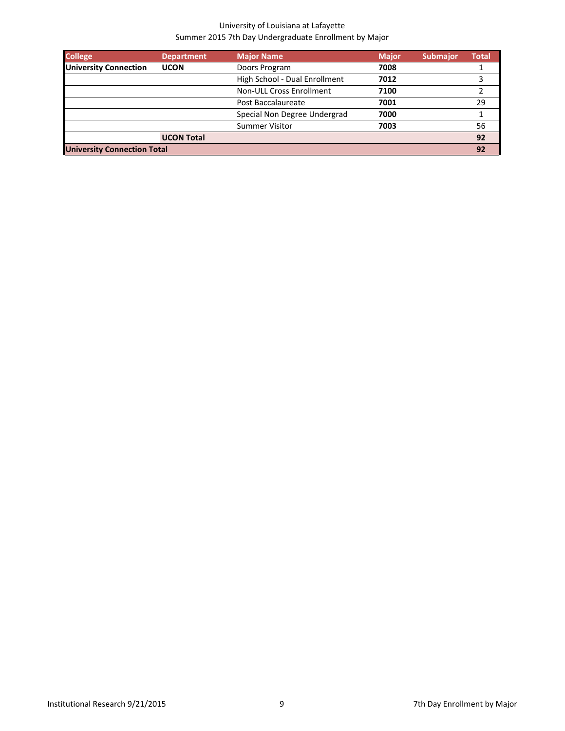University of Louisiana at Lafayette
Summer 2015 7th Day Undergraduate Enrollment by Major

| College | Department | Major Name | Major | Submajor | Total |
|---|---|---|---|---|---|
| **University Connection** | **UCON** | Doors Program | **7008** | | 1 |
| | | High School - Dual Enrollment | **7012** | | 3 |
| | | Non-ULL Cross Enrollment | **7100** | | 2 |
| | | Post Baccalaureate | **7001** | | 29 |
| | | Special Non Degree Undergrad | **7000** | | 1 |
| | | Summer Visitor | **7003** | | 56 |
| | **UCON Total** | | | | **92** |
| **University Connection Total** | | | | | **92** |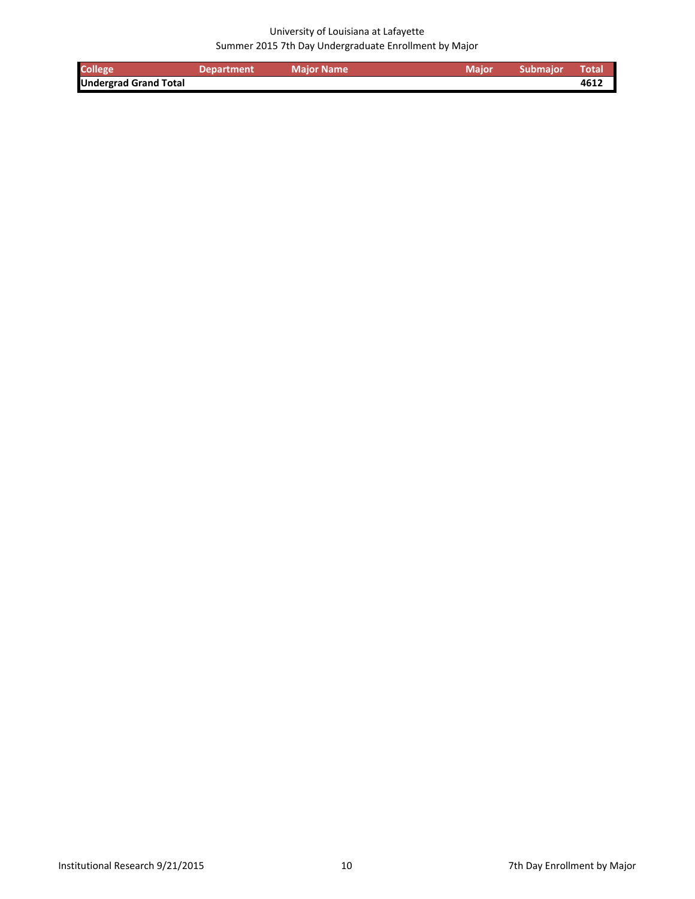University of Louisiana at Lafayette
Summer 2015 7th Day Undergraduate Enrollment by Major

| College | Department | Major Name | Major | Submajor | Total |
|---|---|---|---|---|---|
| **Undergrad Grand Total** | | | | | **4612** |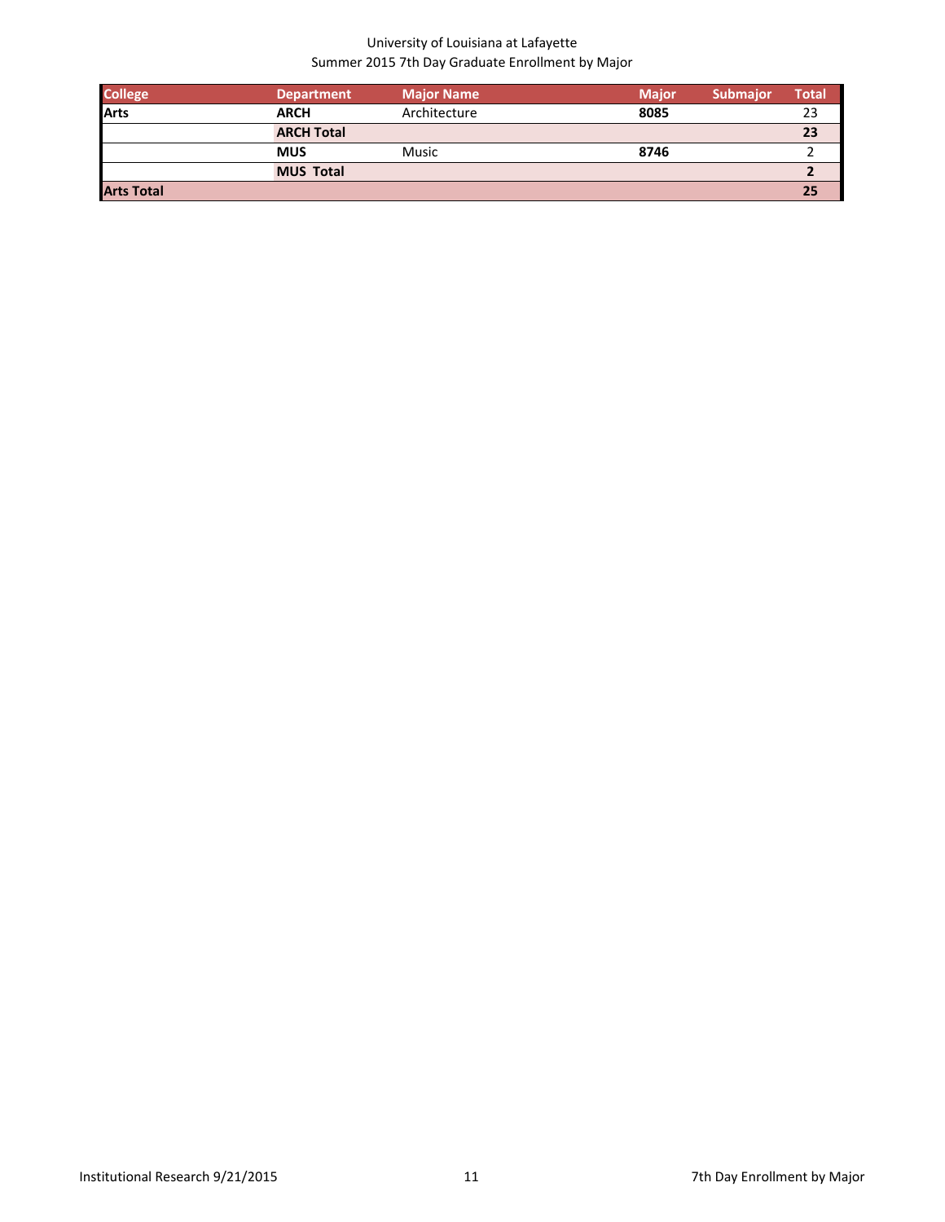University of Louisiana at Lafayette
Summer 2015 7th Day Graduate Enrollment by Major

| College | Department | Major Name | Major | Submajor | Total |
|---|---|---|---|---|---|
| **Arts** | **ARCH** | Architecture | **8085** | | 23 |
| | **ARCH Total** | | | | **23** |
| | **MUS** | Music | **8746** | | 2 |
| | **MUS Total** | | | | **2** |
| **Arts Total** | | | | | **25** |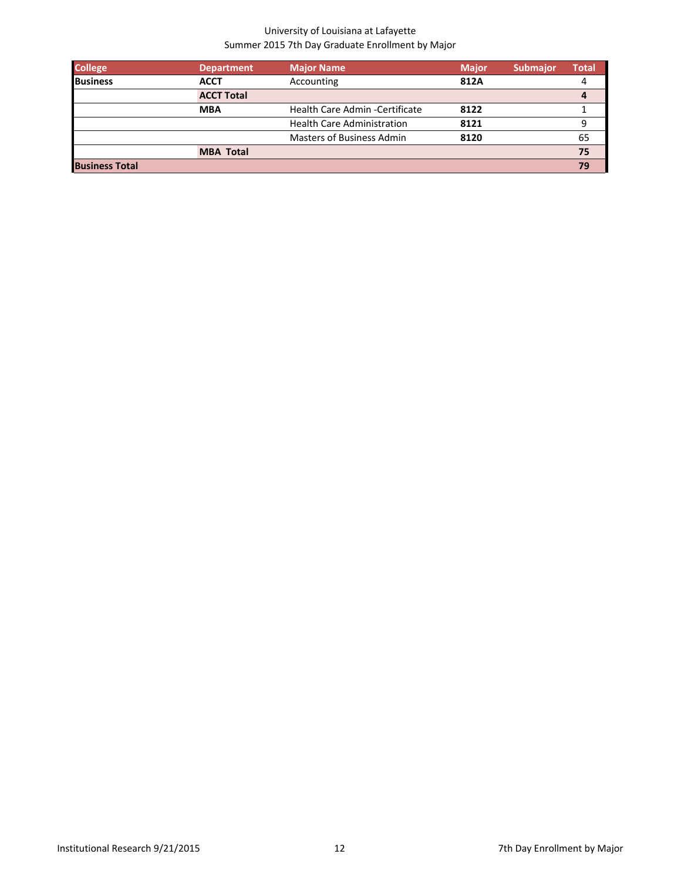University of Louisiana at Lafayette
Summer 2015 7th Day Graduate Enrollment by Major

| College | Department | Major Name | Major | Submajor | Total |
|---|---|---|---|---|---|
| **Business** | **ACCT** | Accounting | **812A** | | 4 |
| | **ACCT Total** | | | | **4** |
| | **MBA** | Health Care Admin -Certificate | **8122** | | 1 |
| | | Health Care Administration | **8121** | | 9 |
| | | Masters of Business Admin | **8120** | | 65 |
| | **MBA Total** | | | | **75** |
| **Business Total** | | | | | **79** |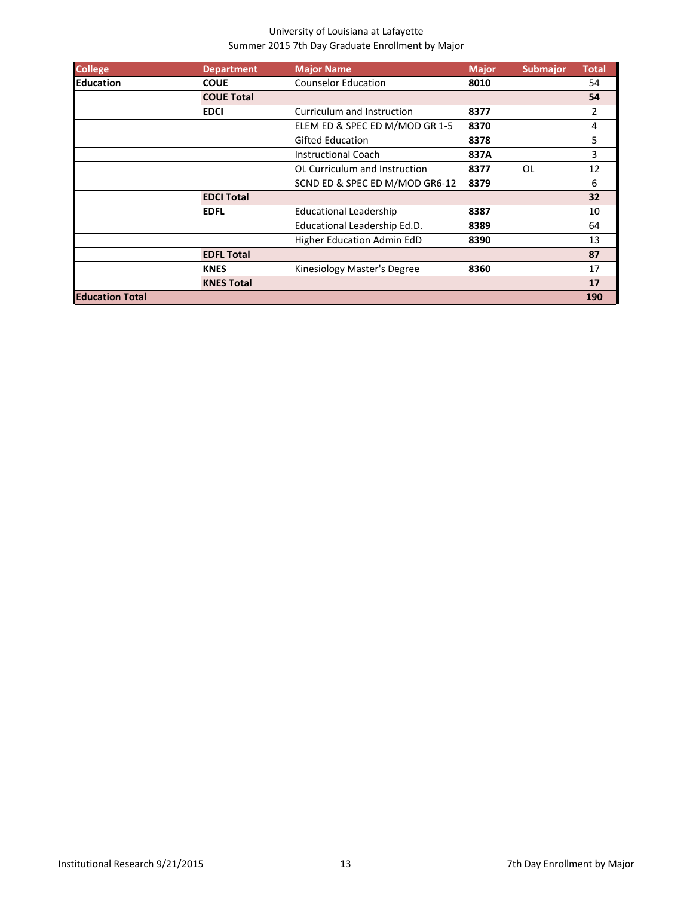University of Louisiana at Lafayette
Summer 2015 7th Day Graduate Enrollment by Major

| College | Department | Major Name | Major | Submajor | Total |
|---|---|---|---|---|---|
| **Education** | **COUE** | Counselor Education | **8010** | | 54 |
| | **COUE Total** | | | | **54** |
| | **EDCI** | Curriculum and Instruction | **8377** | | 2 |
| | | ELEM ED & SPEC ED M/MOD GR 1-5 | **8370** | | 4 |
| | | Gifted Education | **8378** | | 5 |
| | | Instructional Coach | **837A** | | 3 |
| | | OL Curriculum and Instruction | **8377** | OL | 12 |
| | | SCND ED & SPEC ED M/MOD GR6-12 | **8379** | | 6 |
| | **EDCI Total** | | | | **32** |
| | **EDFL** | Educational Leadership | **8387** | | 10 |
| | | Educational Leadership Ed.D. | **8389** | | 64 |
| | | Higher Education Admin EdD | **8390** | | 13 |
| | **EDFL Total** | | | | **87** |
| | **KNES** | Kinesiology Master's Degree | **8360** | | 17 |
| | **KNES Total** | | | | **17** |
| **Education Total** | | | | | **190** |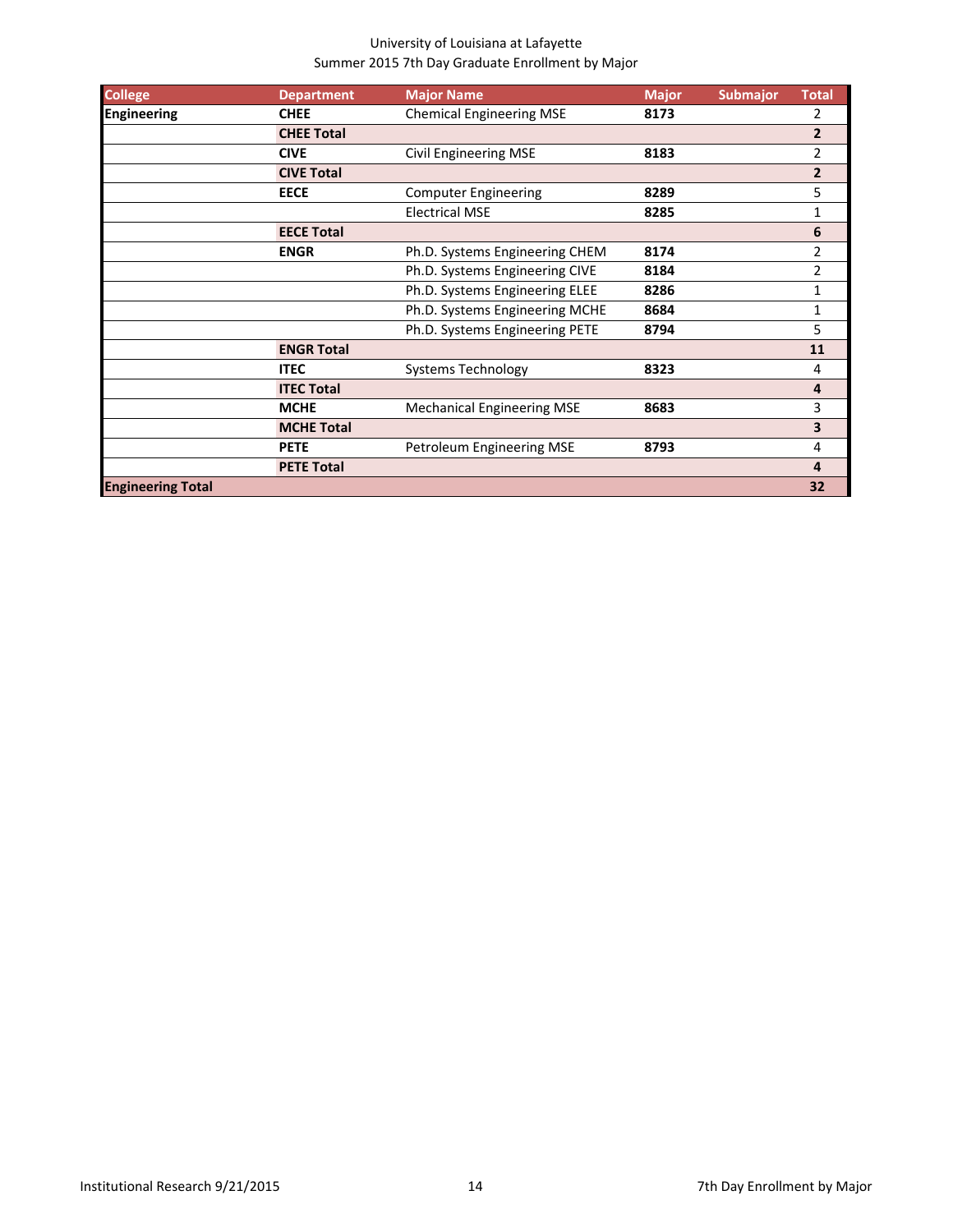University of Louisiana at Lafayette
Summer 2015 7th Day Graduate Enrollment by Major

| College | Department | Major Name | Major | Submajor | Total |
|---|---|---|---|---|---|
| **Engineering** | **CHEE** | Chemical Engineering MSE | **8173** | | 2 |
| | **CHEE Total** | | | | **2** |
| | **CIVE** | Civil Engineering MSE | **8183** | | 2 |
| | **CIVE Total** | | | | **2** |
| | **EECE** | Computer Engineering | **8289** | | 5 |
| | | Electrical MSE | **8285** | | 1 |
| | **EECE Total** | | | | **6** |
| | **ENGR** | Ph.D. Systems Engineering CHEM | **8174** | | 2 |
| | | Ph.D. Systems Engineering CIVE | **8184** | | 2 |
| | | Ph.D. Systems Engineering ELEE | **8286** | | 1 |
| | | Ph.D. Systems Engineering MCHE | **8684** | | 1 |
| | | Ph.D. Systems Engineering PETE | **8794** | | 5 |
| | **ENGR Total** | | | | **11** |
| | **ITEC** | Systems Technology | **8323** | | 4 |
| | **ITEC Total** | | | | **4** |
| | **MCHE** | Mechanical Engineering MSE | **8683** | | 3 |
| | **MCHE Total** | | | | **3** |
| | **PETE** | Petroleum Engineering MSE | **8793** | | 4 |
| | **PETE Total** | | | | **4** |
| **Engineering Total** | | | | | **32** |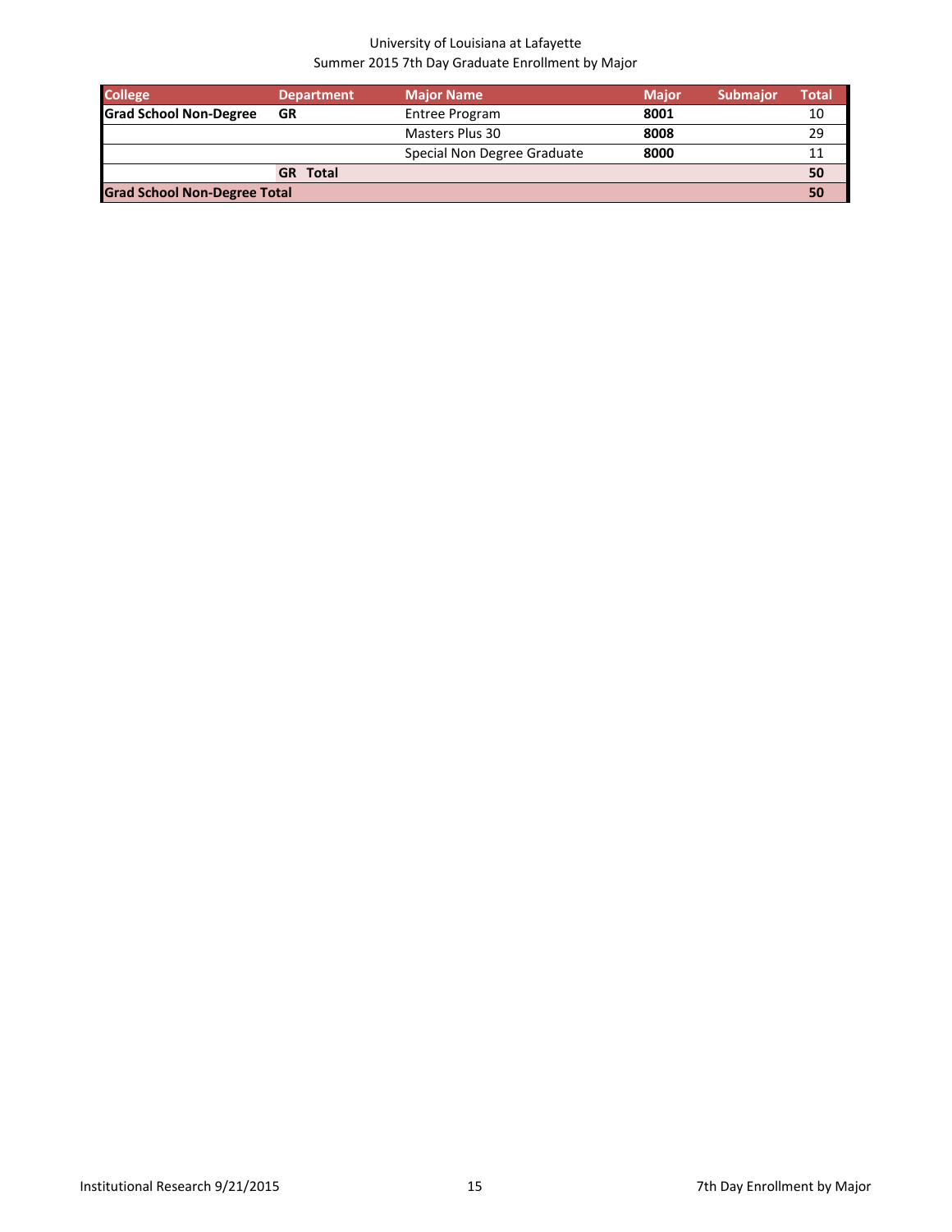University of Louisiana at Lafayette
Summer 2015 7th Day Graduate Enrollment by Major

| College | Department | Major Name | Major | Submajor | Total |
|---|---|---|---|---|---|
| **Grad School Non-Degree** | **GR** | Entree Program | **8001** | | 10 |
| | | Masters Plus 30 | **8008** | | 29 |
| | | Special Non Degree Graduate | **8000** | | 11 |
| | **GR Total** | | | | **50** |
| **Grad School Non-Degree Total** | | | | | **50** |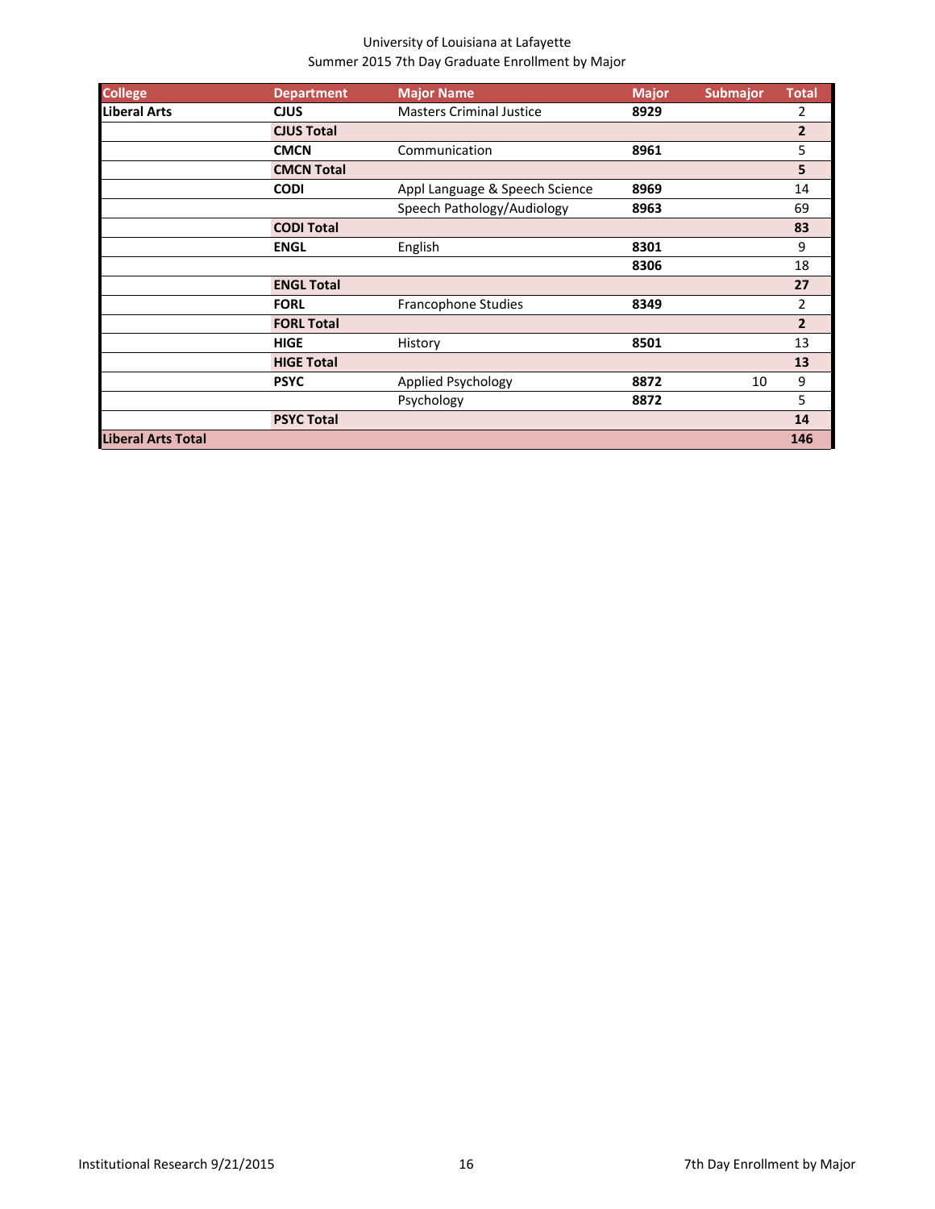University of Louisiana at Lafayette
Summer 2015 7th Day Graduate Enrollment by Major

| College | Department | Major Name | Major | Submajor | Total |
|---|---|---|---|---|---|
| **Liberal Arts** | **CJUS** | Masters Criminal Justice | **8929** | | 2 |
| | **CJUS Total** | | | | **2** |
| | **CMCN** | Communication | **8961** | | 5 |
| | **CMCN Total** | | | | **5** |
| | **CODI** | Appl Language & Speech Science | **8969** | | 14 |
| | | Speech Pathology/Audiology | **8963** | | 69 |
| | **CODI Total** | | | | **83** |
| | **ENGL** | English | **8301** | | 9 |
| | | | **8306** | | 18 |
| | **ENGL Total** | | | | **27** |
| | **FORL** | Francophone Studies | **8349** | | 2 |
| | **FORL Total** | | | | **2** |
| | **HIGE** | History | **8501** | | 13 |
| | **HIGE Total** | | | | **13** |
| | **PSYC** | Applied Psychology | **8872** | 10 | 9 |
| | | Psychology | **8872** | | 5 |
| | **PSYC Total** | | | | **14** |
| **Liberal Arts Total** | | | | | **146** |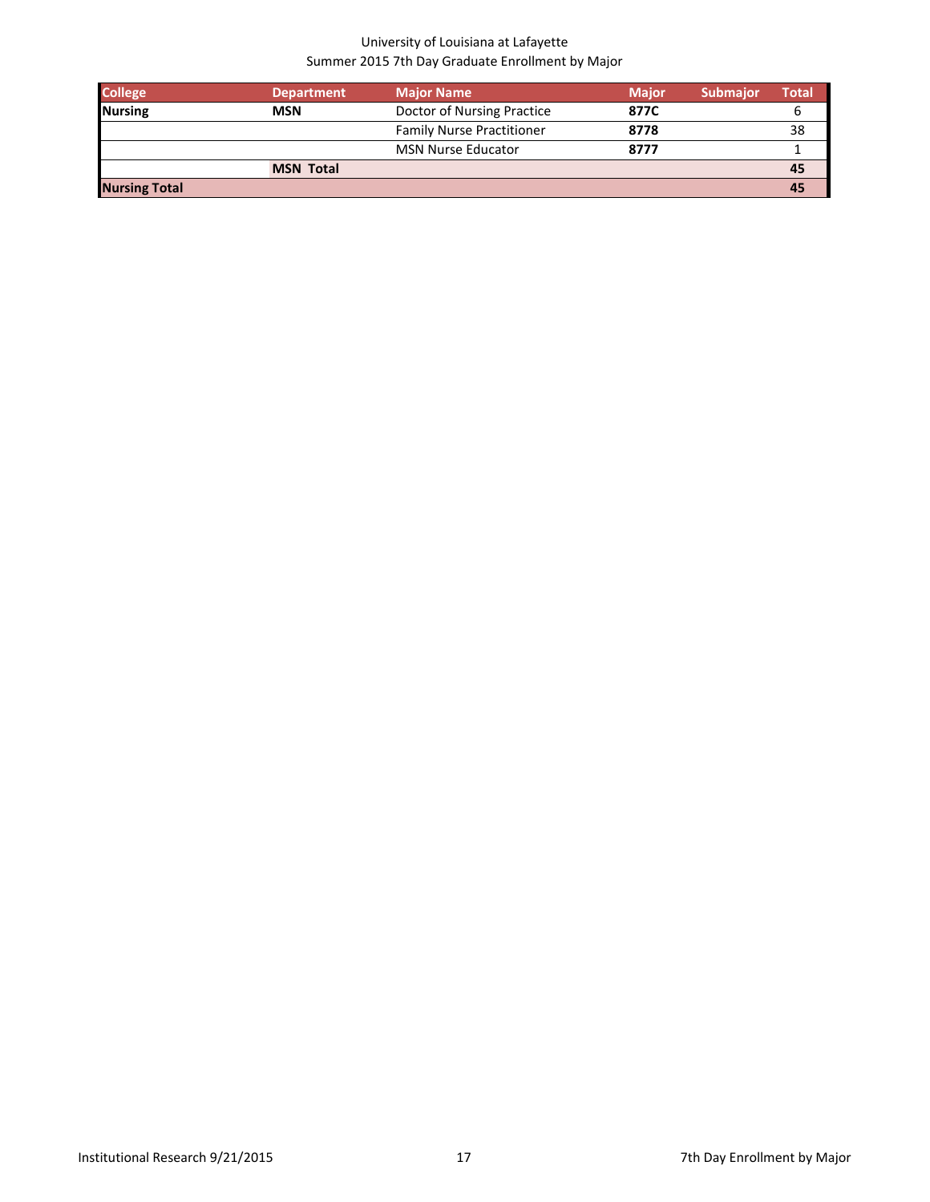University of Louisiana at Lafayette
Summer 2015 7th Day Graduate Enrollment by Major

| College | Department | Major Name | Major | Submajor | Total |
|---|---|---|---|---|---|
| **Nursing** | **MSN** | Doctor of Nursing Practice | **877C** | | 6 |
| | | Family Nurse Practitioner | **8778** | | 38 |
| | | MSN Nurse Educator | **8777** | | 1 |
| | **MSN Total** | | | | **45** |
| **Nursing Total** | | | | | **45** |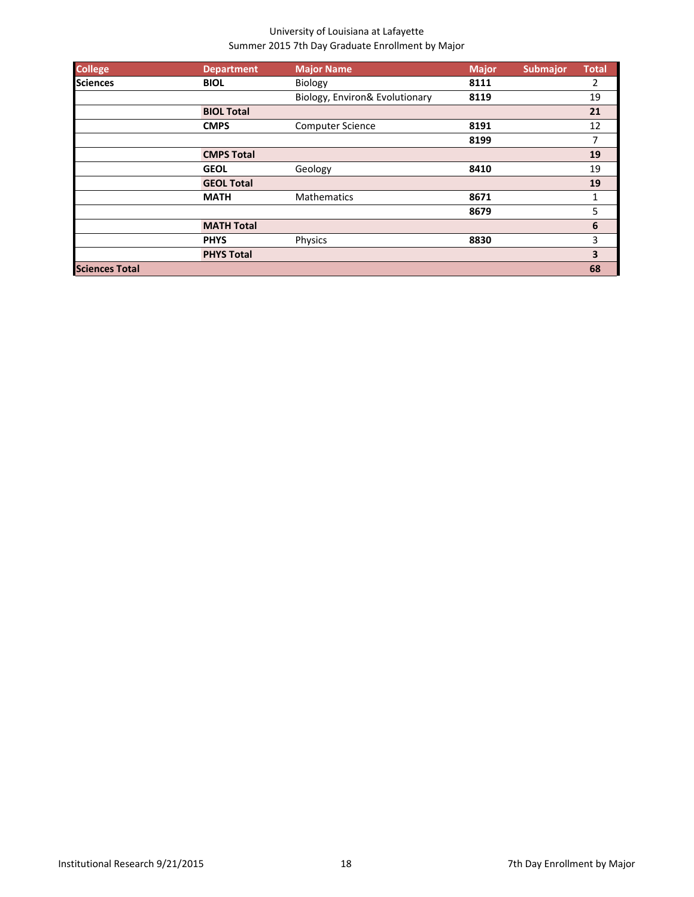University of Louisiana at Lafayette
Summer 2015 7th Day Graduate Enrollment by Major

| College | Department | Major Name | Major | Submajor | Total |
|---|---|---|---|---|---|
| **Sciences** | **BIOL** | Biology | **8111** | | 2 |
| | | Biology, Environ& Evolutionary | **8119** | | 19 |
| | **BIOL Total** | | | | **21** |
| | **CMPS** | Computer Science | **8191** | | 12 |
| | | | **8199** | | 7 |
| | **CMPS Total** | | | | **19** |
| | **GEOL** | Geology | **8410** | | 19 |
| | **GEOL Total** | | | | **19** |
| | **MATH** | Mathematics | **8671** | | 1 |
| | | | **8679** | | 5 |
| | **MATH Total** | | | | **6** |
| | **PHYS** | Physics | **8830** | | 3 |
| | **PHYS Total** | | | | **3** |
| **Sciences Total** | | | | | **68** |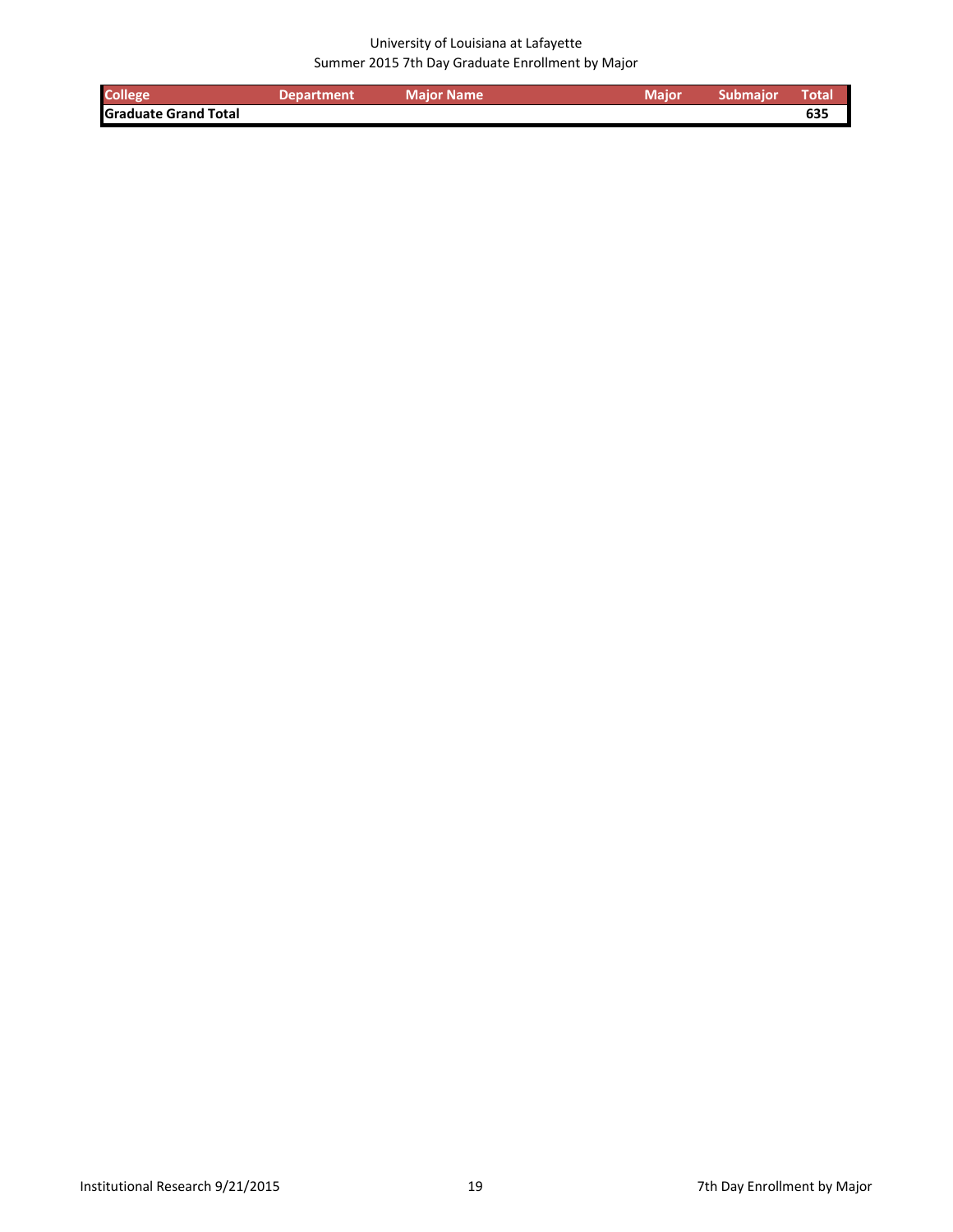University of Louisiana at Lafayette
Summer 2015 7th Day Graduate Enrollment by Major

| College | Department | Major Name | Major | Submajor | Total |
|---|---|---|---|---|---|
| **Graduate Grand Total** | | | | | **635** |